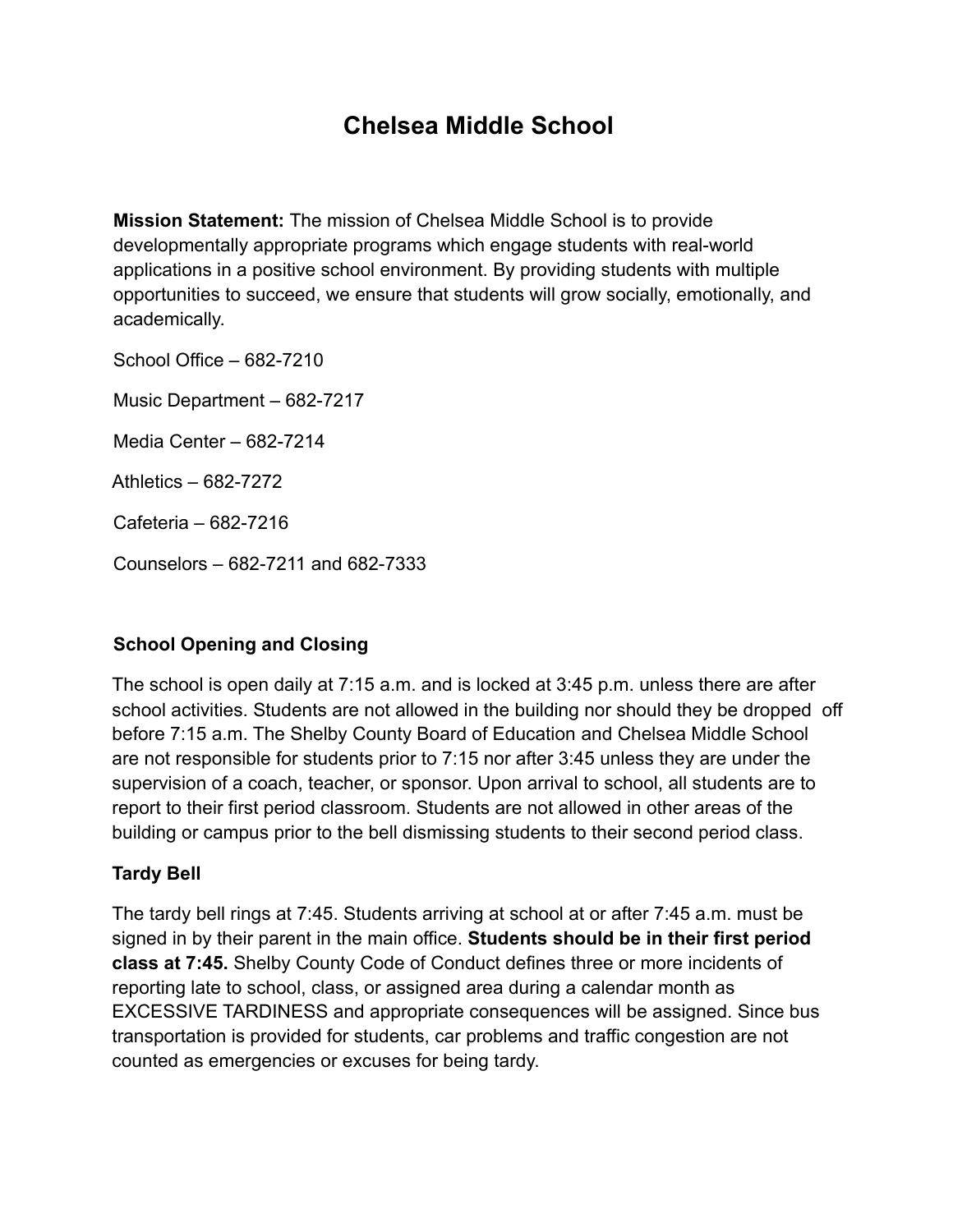# Chelsea Middle School

**Mission Statement:** The mission of Chelsea Middle School is to provide developmentally appropriate programs which engage students with real-world applications in a positive school environment. By providing students with multiple opportunities to succeed, we ensure that students will grow socially, emotionally, and academically.

School Office – 682-7210

Music Department – 682-7217

Media Center – 682-7214

Athletics – 682-7272

Cafeteria – 682-7216

Counselors – 682-7211 and 682-7333

## School Opening and Closing

The school is open daily at 7:15 a.m. and is locked at 3:45 p.m. unless there are after school activities. Students are not allowed in the building nor should they be dropped off before 7:15 a.m. The Shelby County Board of Education and Chelsea Middle School are not responsible for students prior to 7:15 nor after 3:45 unless they are under the supervision of a coach, teacher, or sponsor. Upon arrival to school, all students are to report to their first period classroom. Students are not allowed in other areas of the building or campus prior to the bell dismissing students to their second period class.

## Tardy Bell

The tardy bell rings at 7:45. Students arriving at school at or after 7:45 a.m. must be signed in by their parent in the main office. **Students should be in their first period class at 7:45.** Shelby County Code of Conduct defines three or more incidents of reporting late to school, class, or assigned area during a calendar month as EXCESSIVE TARDINESS and appropriate consequences will be assigned. Since bus transportation is provided for students, car problems and traffic congestion are not counted as emergencies or excuses for being tardy.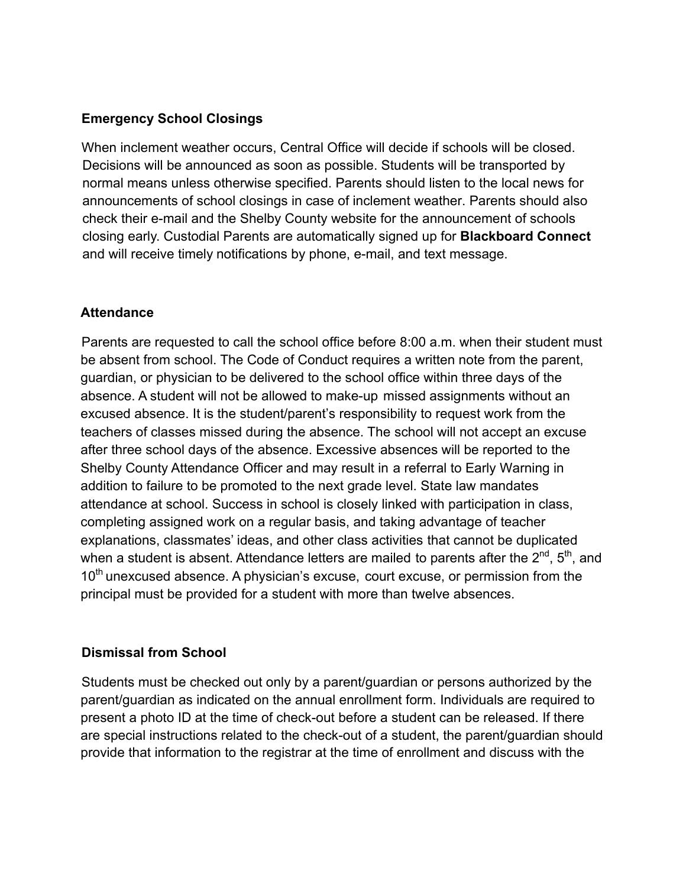**Emergency School Closings**

When inclement weather occurs, Central Office will decide if schools will be closed. Decisions will be announced as soon as possible. Students will be transported by normal means unless otherwise specified. Parents should listen to the local news for announcements of school closings in case of inclement weather. Parents should also check their e-mail and the Shelby County website for the announcement of schools closing early. Custodial Parents are automatically signed up for **Blackboard Connect** and will receive timely notifications by phone, e-mail, and text message.

**Attendance**

Parents are requested to call the school office before 8:00 a.m. when their student must be absent from school. The Code of Conduct requires a written note from the parent, guardian, or physician to be delivered to the school office within three days of the absence. A student will not be allowed to make-up missed assignments without an excused absence. It is the student/parent's responsibility to request work from the teachers of classes missed during the absence. The school will not accept an excuse after three school days of the absence. Excessive absences will be reported to the Shelby County Attendance Officer and may result in a referral to Early Warning in addition to failure to be promoted to the next grade level. State law mandates attendance at school. Success in school is closely linked with participation in class, completing assigned work on a regular basis, and taking advantage of teacher explanations, classmates' ideas, and other class activities that cannot be duplicated when a student is absent. Attendance letters are mailed to parents after the 2nd, 5th, and 10th unexcused absence. A physician's excuse, court excuse, or permission from the principal must be provided for a student with more than twelve absences.

**Dismissal from School**

Students must be checked out only by a parent/guardian or persons authorized by the parent/guardian as indicated on the annual enrollment form. Individuals are required to present a photo ID at the time of check-out before a student can be released. If there are special instructions related to the check-out of a student, the parent/guardian should provide that information to the registrar at the time of enrollment and discuss with the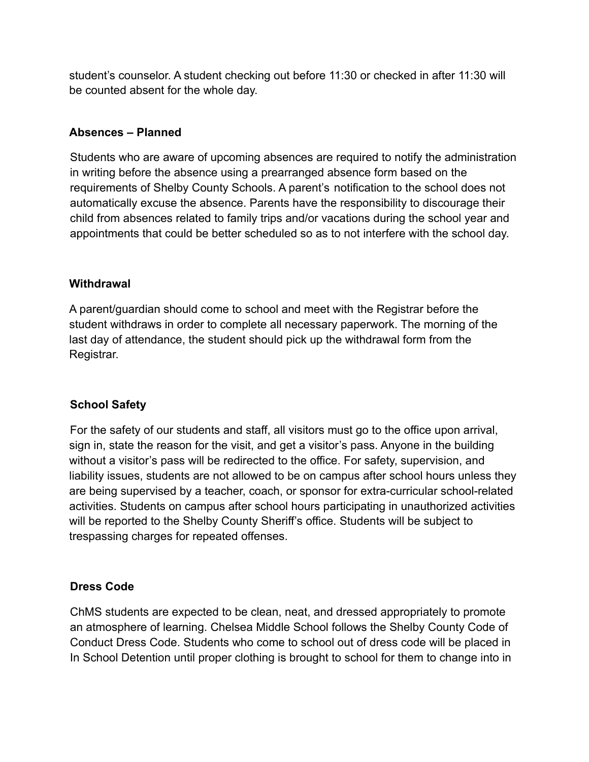student's counselor. A student checking out before 11:30 or checked in after 11:30 will be counted absent for the whole day.

### Absences – Planned

Students who are aware of upcoming absences are required to notify the administration in writing before the absence using a prearranged absence form based on the requirements of Shelby County Schools. A parent's notification to the school does not automatically excuse the absence. Parents have the responsibility to discourage their child from absences related to family trips and/or vacations during the school year and appointments that could be better scheduled so as to not interfere with the school day.

### Withdrawal

A parent/guardian should come to school and meet with the Registrar before the student withdraws in order to complete all necessary paperwork. The morning of the last day of attendance, the student should pick up the withdrawal form from the Registrar.

### School Safety

For the safety of our students and staff, all visitors must go to the office upon arrival, sign in, state the reason for the visit, and get a visitor's pass. Anyone in the building without a visitor's pass will be redirected to the office. For safety, supervision, and liability issues, students are not allowed to be on campus after school hours unless they are being supervised by a teacher, coach, or sponsor for extra-curricular school-related activities. Students on campus after school hours participating in unauthorized activities will be reported to the Shelby County Sheriff's office. Students will be subject to trespassing charges for repeated offenses.

### Dress Code

ChMS students are expected to be clean, neat, and dressed appropriately to promote an atmosphere of learning. Chelsea Middle School follows the Shelby County Code of Conduct Dress Code. Students who come to school out of dress code will be placed in In School Detention until proper clothing is brought to school for them to change into in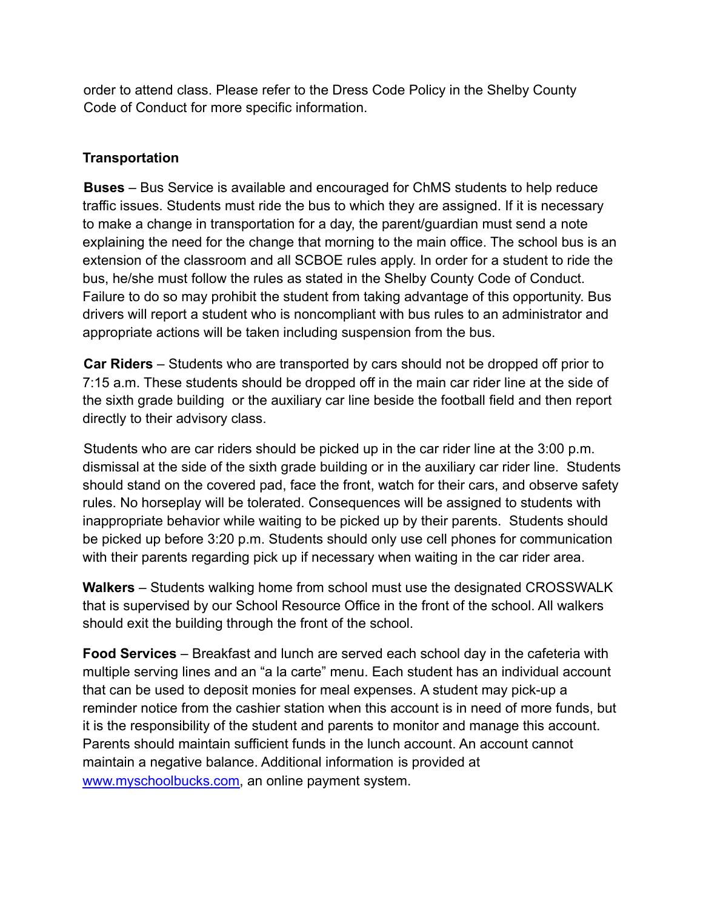order to attend class. Please refer to the Dress Code Policy in the Shelby County Code of Conduct for more specific information.

**Transportation**

**Buses** – Bus Service is available and encouraged for ChMS students to help reduce traffic issues. Students must ride the bus to which they are assigned. If it is necessary to make a change in transportation for a day, the parent/guardian must send a note explaining the need for the change that morning to the main office. The school bus is an extension of the classroom and all SCBOE rules apply. In order for a student to ride the bus, he/she must follow the rules as stated in the Shelby County Code of Conduct. Failure to do so may prohibit the student from taking advantage of this opportunity. Bus drivers will report a student who is noncompliant with bus rules to an administrator and appropriate actions will be taken including suspension from the bus.

**Car Riders** – Students who are transported by cars should not be dropped off prior to 7:15 a.m. These students should be dropped off in the main car rider line at the side of the sixth grade building or the auxiliary car line beside the football field and then report directly to their advisory class.

Students who are car riders should be picked up in the car rider line at the 3:00 p.m. dismissal at the side of the sixth grade building or in the auxiliary car rider line. Students should stand on the covered pad, face the front, watch for their cars, and observe safety rules. No horseplay will be tolerated. Consequences will be assigned to students with inappropriate behavior while waiting to be picked up by their parents. Students should be picked up before 3:20 p.m. Students should only use cell phones for communication with their parents regarding pick up if necessary when waiting in the car rider area.

**Walkers** – Students walking home from school must use the designated CROSSWALK that is supervised by our School Resource Office in the front of the school. All walkers should exit the building through the front of the school.

**Food Services** – Breakfast and lunch are served each school day in the cafeteria with multiple serving lines and an "a la carte" menu. Each student has an individual account that can be used to deposit monies for meal expenses. A student may pick-up a reminder notice from the cashier station when this account is in need of more funds, but it is the responsibility of the student and parents to monitor and manage this account. Parents should maintain sufficient funds in the lunch account. An account cannot maintain a negative balance. Additional information is provided at [www.myschoolbucks.com](http://www.myschoolbucks.com), an online payment system.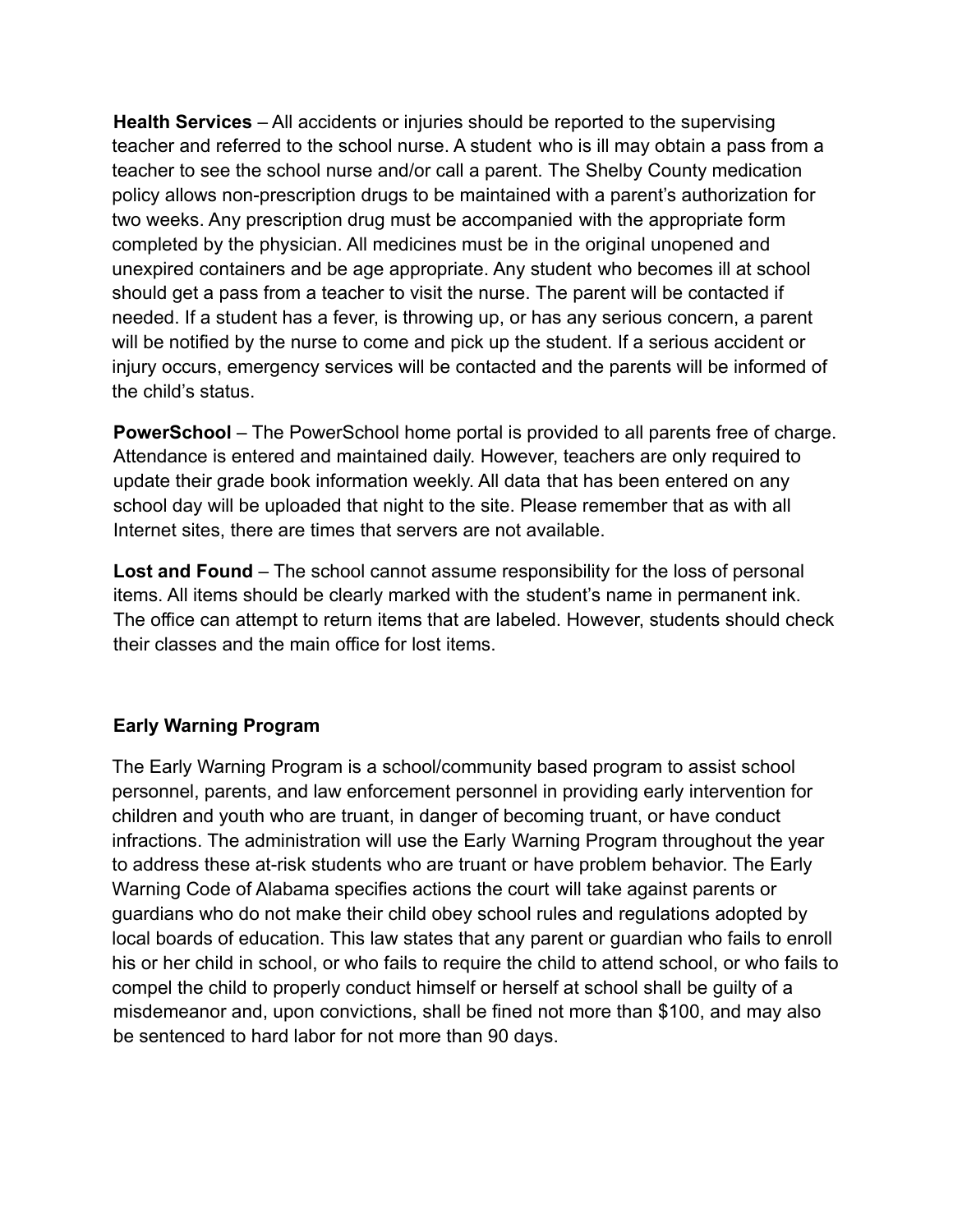**Health Services** – All accidents or injuries should be reported to the supervising teacher and referred to the school nurse. A student who is ill may obtain a pass from a teacher to see the school nurse and/or call a parent. The Shelby County medication policy allows non-prescription drugs to be maintained with a parent's authorization for two weeks. Any prescription drug must be accompanied with the appropriate form completed by the physician. All medicines must be in the original unopened and unexpired containers and be age appropriate. Any student who becomes ill at school should get a pass from a teacher to visit the nurse. The parent will be contacted if needed. If a student has a fever, is throwing up, or has any serious concern, a parent will be notified by the nurse to come and pick up the student. If a serious accident or injury occurs, emergency services will be contacted and the parents will be informed of the child's status.

**PowerSchool** – The PowerSchool home portal is provided to all parents free of charge. Attendance is entered and maintained daily. However, teachers are only required to update their grade book information weekly. All data that has been entered on any school day will be uploaded that night to the site. Please remember that as with all Internet sites, there are times that servers are not available.

**Lost and Found** – The school cannot assume responsibility for the loss of personal items. All items should be clearly marked with the student's name in permanent ink. The office can attempt to return items that are labeled. However, students should check their classes and the main office for lost items.

**Early Warning Program**

The Early Warning Program is a school/community based program to assist school personnel, parents, and law enforcement personnel in providing early intervention for children and youth who are truant, in danger of becoming truant, or have conduct infractions. The administration will use the Early Warning Program throughout the year to address these at-risk students who are truant or have problem behavior. The Early Warning Code of Alabama specifies actions the court will take against parents or guardians who do not make their child obey school rules and regulations adopted by local boards of education. This law states that any parent or guardian who fails to enroll his or her child in school, or who fails to require the child to attend school, or who fails to compel the child to properly conduct himself or herself at school shall be guilty of a misdemeanor and, upon convictions, shall be fined not more than $100, and may also be sentenced to hard labor for not more than 90 days.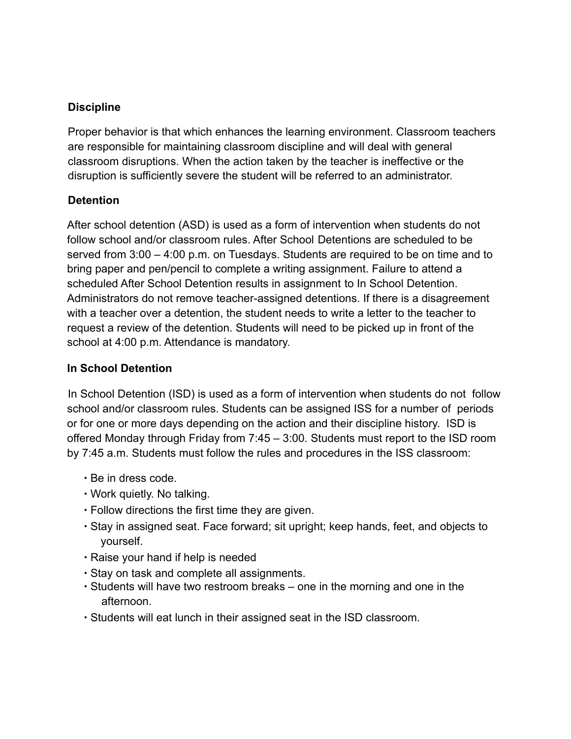## Discipline

Proper behavior is that which enhances the learning environment. Classroom teachers are responsible for maintaining classroom discipline and will deal with general classroom disruptions. When the action taken by the teacher is ineffective or the disruption is sufficiently severe the student will be referred to an administrator.

## Detention

After school detention (ASD) is used as a form of intervention when students do not follow school and/or classroom rules. After School Detentions are scheduled to be served from 3:00 – 4:00 p.m. on Tuesdays. Students are required to be on time and to bring paper and pen/pencil to complete a writing assignment. Failure to attend a scheduled After School Detention results in assignment to In School Detention. Administrators do not remove teacher-assigned detentions. If there is a disagreement with a teacher over a detention, the student needs to write a letter to the teacher to request a review of the detention. Students will need to be picked up in front of the school at 4:00 p.m. Attendance is mandatory.

## In School Detention

In School Detention (ISD) is used as a form of intervention when students do not follow school and/or classroom rules. Students can be assigned ISS for a number of periods or for one or more days depending on the action and their discipline history. ISD is offered Monday through Friday from 7:45 – 3:00. Students must report to the ISD room by 7:45 a.m. Students must follow the rules and procedures in the ISS classroom:

- Be in dress code.
- Work quietly. No talking.
- Follow directions the first time they are given.
- Stay in assigned seat. Face forward; sit upright; keep hands, feet, and objects to yourself.
- Raise your hand if help is needed
- Stay on task and complete all assignments.
- Students will have two restroom breaks – one in the morning and one in the afternoon.
- Students will eat lunch in their assigned seat in the ISD classroom.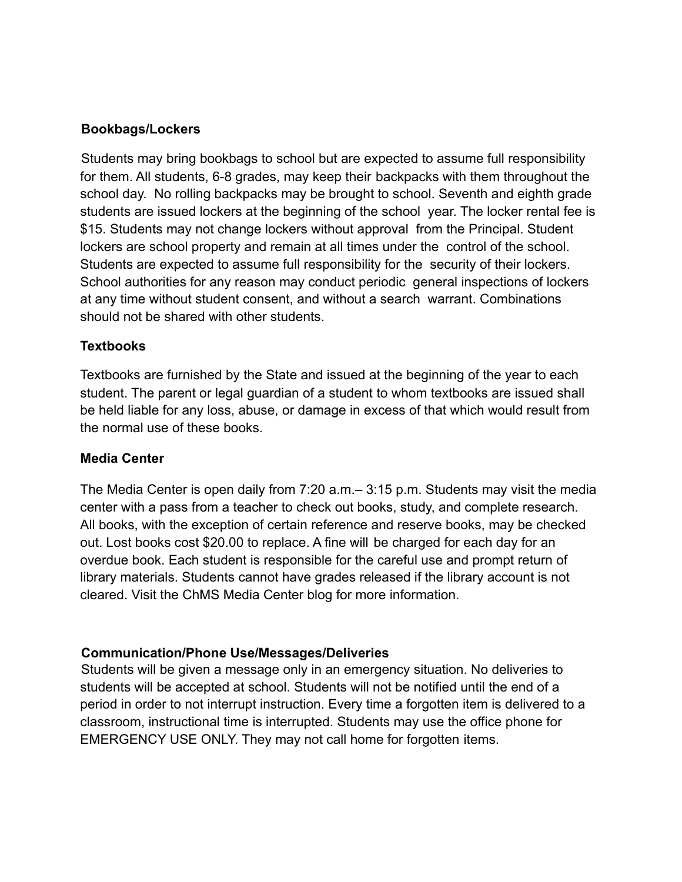**Bookbags/Lockers**

Students may bring bookbags to school but are expected to assume full responsibility for them. All students, 6-8 grades, may keep their backpacks with them throughout the school day. No rolling backpacks may be brought to school. Seventh and eighth grade students are issued lockers at the beginning of the school year. The locker rental fee is $15. Students may not change lockers without approval from the Principal. Student lockers are school property and remain at all times under the control of the school. Students are expected to assume full responsibility for the security of their lockers. School authorities for any reason may conduct periodic general inspections of lockers at any time without student consent, and without a search warrant. Combinations should not be shared with other students.

**Textbooks**

Textbooks are furnished by the State and issued at the beginning of the year to each student. The parent or legal guardian of a student to whom textbooks are issued shall be held liable for any loss, abuse, or damage in excess of that which would result from the normal use of these books.

**Media Center**

The Media Center is open daily from 7:20 a.m.– 3:15 p.m. Students may visit the media center with a pass from a teacher to check out books, study, and complete research. All books, with the exception of certain reference and reserve books, may be checked out. Lost books cost $20.00 to replace. A fine will be charged for each day for an overdue book. Each student is responsible for the careful use and prompt return of library materials. Students cannot have grades released if the library account is not cleared. Visit the ChMS Media Center blog for more information.

**Communication/Phone Use/Messages/Deliveries**

Students will be given a message only in an emergency situation. No deliveries to students will be accepted at school. Students will not be notified until the end of a period in order to not interrupt instruction. Every time a forgotten item is delivered to a classroom, instructional time is interrupted. Students may use the office phone for EMERGENCY USE ONLY. They may not call home for forgotten items.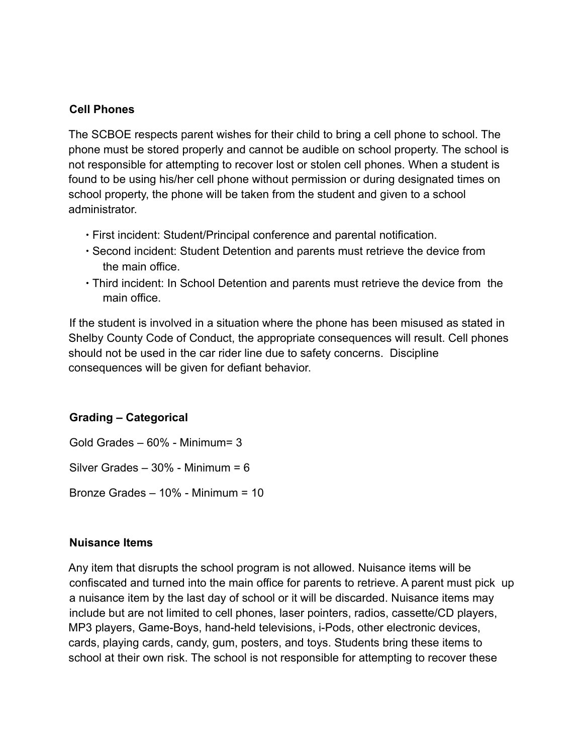**Cell Phones**

The SCBOE respects parent wishes for their child to bring a cell phone to school. The phone must be stored properly and cannot be audible on school property. The school is not responsible for attempting to recover lost or stolen cell phones. When a student is found to be using his/her cell phone without permission or during designated times on school property, the phone will be taken from the student and given to a school administrator.

- First incident: Student/Principal conference and parental notification.
- Second incident: Student Detention and parents must retrieve the device from the main office.
- Third incident: In School Detention and parents must retrieve the device from the main office.

If the student is involved in a situation where the phone has been misused as stated in Shelby County Code of Conduct, the appropriate consequences will result. Cell phones should not be used in the car rider line due to safety concerns. Discipline consequences will be given for defiant behavior.

**Grading – Categorical**

Gold Grades – 60% - Minimum= 3

Silver Grades – 30% - Minimum = 6

Bronze Grades – 10% - Minimum = 10

**Nuisance Items**

Any item that disrupts the school program is not allowed. Nuisance items will be confiscated and turned into the main office for parents to retrieve. A parent must pick up a nuisance item by the last day of school or it will be discarded. Nuisance items may include but are not limited to cell phones, laser pointers, radios, cassette/CD players, MP3 players, Game-Boys, hand-held televisions, i-Pods, other electronic devices, cards, playing cards, candy, gum, posters, and toys. Students bring these items to school at their own risk. The school is not responsible for attempting to recover these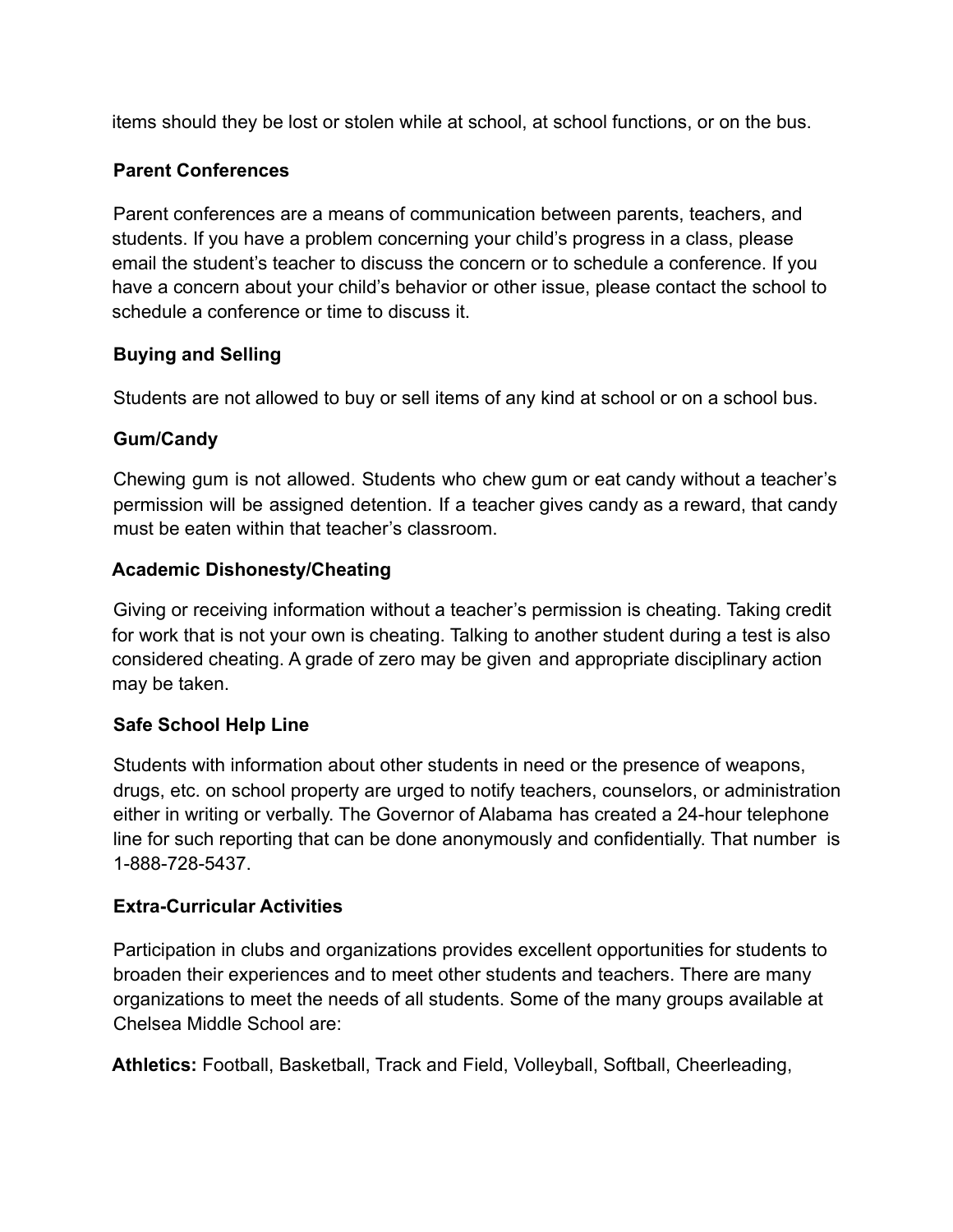items should they be lost or stolen while at school, at school functions, or on the bus.

### Parent Conferences

Parent conferences are a means of communication between parents, teachers, and students. If you have a problem concerning your child's progress in a class, please email the student's teacher to discuss the concern or to schedule a conference. If you have a concern about your child's behavior or other issue, please contact the school to schedule a conference or time to discuss it.

### Buying and Selling

Students are not allowed to buy or sell items of any kind at school or on a school bus.

### Gum/Candy

Chewing gum is not allowed. Students who chew gum or eat candy without a teacher's permission will be assigned detention. If a teacher gives candy as a reward, that candy must be eaten within that teacher's classroom.

### Academic Dishonesty/Cheating

Giving or receiving information without a teacher's permission is cheating. Taking credit for work that is not your own is cheating. Talking to another student during a test is also considered cheating. A grade of zero may be given and appropriate disciplinary action may be taken.

### Safe School Help Line

Students with information about other students in need or the presence of weapons, drugs, etc. on school property are urged to notify teachers, counselors, or administration either in writing or verbally. The Governor of Alabama has created a 24-hour telephone line for such reporting that can be done anonymously and confidentially. That number is 1-888-728-5437.

### Extra-Curricular Activities

Participation in clubs and organizations provides excellent opportunities for students to broaden their experiences and to meet other students and teachers. There are many organizations to meet the needs of all students. Some of the many groups available at Chelsea Middle School are:

**Athletics:** Football, Basketball, Track and Field, Volleyball, Softball, Cheerleading,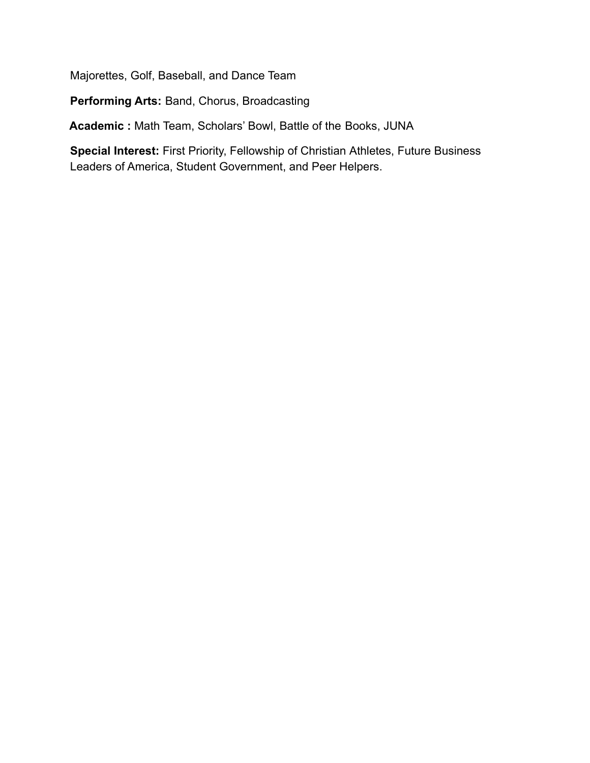Majorettes, Golf, Baseball, and Dance Team

**Performing Arts:** Band, Chorus, Broadcasting

**Academic :** Math Team, Scholars' Bowl, Battle of the Books, JUNA

**Special Interest:** First Priority, Fellowship of Christian Athletes, Future Business Leaders of America, Student Government, and Peer Helpers.